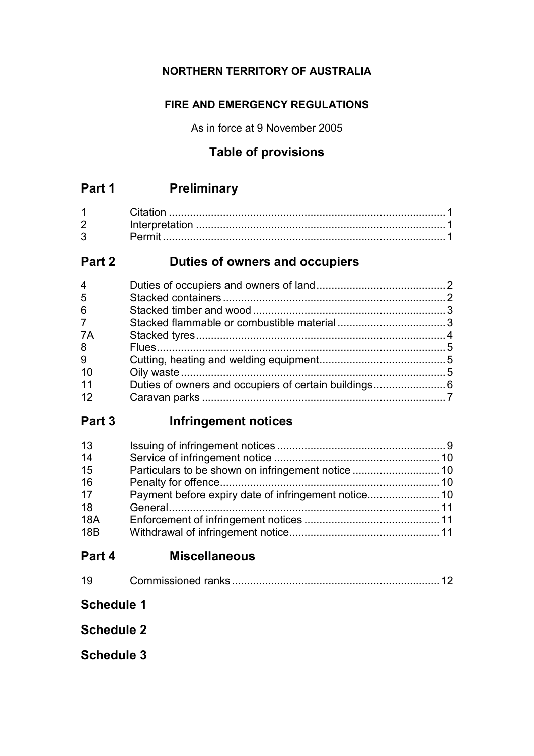**NORTHERN TERRITORY OF AUSTRALIA**

**FIRE AND EMERGENCY REGULATIONS**

As in force at 9 November 2005

## Table of provisions

## Part 1 Preliminary

| | | |
|---|---|---|
| 1 | Citation | 1 |
| 2 | Interpretation | 1 |
| 3 | Permit | 1 |

## Part 2 Duties of owners and occupiers

| | | |
|---|---|---|
| 4 | Duties of occupiers and owners of land | 2 |
| 5 | Stacked containers | 2 |
| 6 | Stacked timber and wood | 3 |
| 7 | Stacked flammable or combustible material | 3 |
| 7A | Stacked tyres | 4 |
| 8 | Flues | 5 |
| 9 | Cutting, heating and welding equipment | 5 |
| 10 | Oily waste | 5 |
| 11 | Duties of owners and occupiers of certain buildings | 6 |
| 12 | Caravan parks | 7 |

## Part 3 Infringement notices

| | | |
|---|---|---|
| 13 | Issuing of infringement notices | 9 |
| 14 | Service of infringement notice | 10 |
| 15 | Particulars to be shown on infringement notice | 10 |
| 16 | Penalty for offence | 10 |
| 17 | Payment before expiry date of infringement notice | 10 |
| 18 | General | 11 |
| 18A | Enforcement of infringement notices | 11 |
| 18B | Withdrawal of infringement notice | 11 |

## Part 4 Miscellaneous

| | | |
|---|---|---|
| 19 | Commissioned ranks | 12 |

## Schedule 1

## Schedule 2

## Schedule 3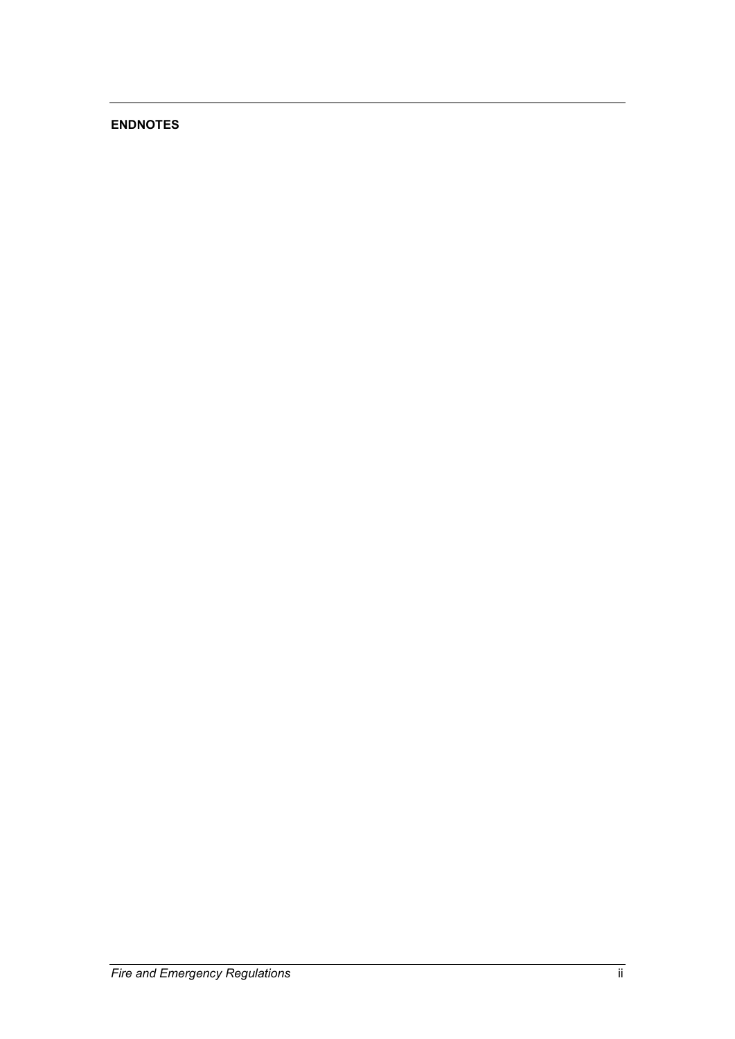**ENDNOTES**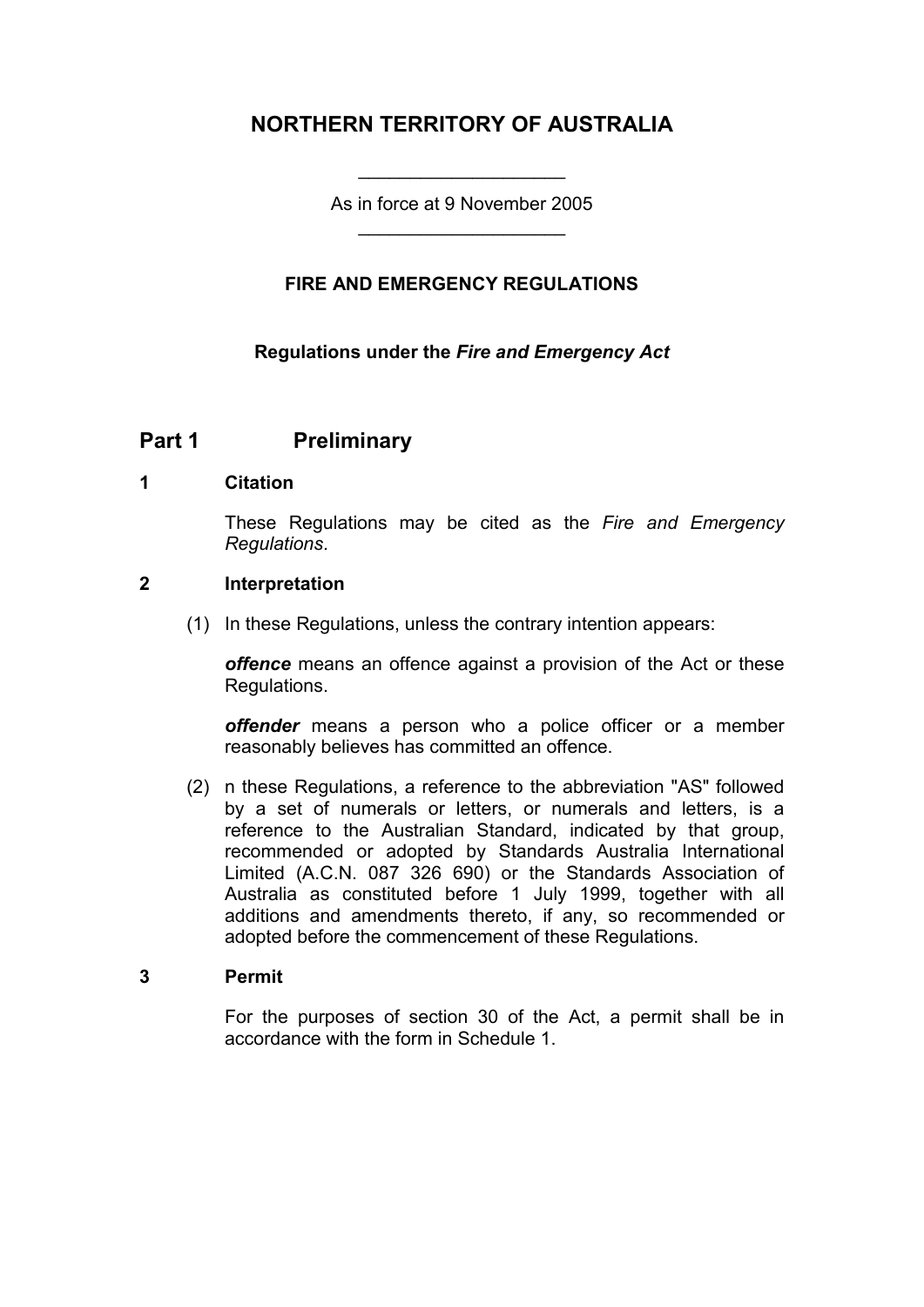# NORTHERN TERRITORY OF AUSTRALIA

As in force at 9 November 2005

### FIRE AND EMERGENCY REGULATIONS

**Regulations under the *Fire and Emergency Act***

## Part 1 Preliminary

### 1 Citation

These Regulations may be cited as the *Fire and Emergency Regulations*.

### 2 Interpretation

(1) In these Regulations, unless the contrary intention appears:

***offence*** means an offence against a provision of the Act or these Regulations.

***offender*** means a person who a police officer or a member reasonably believes has committed an offence.

(2) n these Regulations, a reference to the abbreviation "AS" followed by a set of numerals or letters, or numerals and letters, is a reference to the Australian Standard, indicated by that group, recommended or adopted by Standards Australia International Limited (A.C.N. 087 326 690) or the Standards Association of Australia as constituted before 1 July 1999, together with all additions and amendments thereto, if any, so recommended or adopted before the commencement of these Regulations.

### 3 Permit

For the purposes of section 30 of the Act, a permit shall be in accordance with the form in Schedule 1.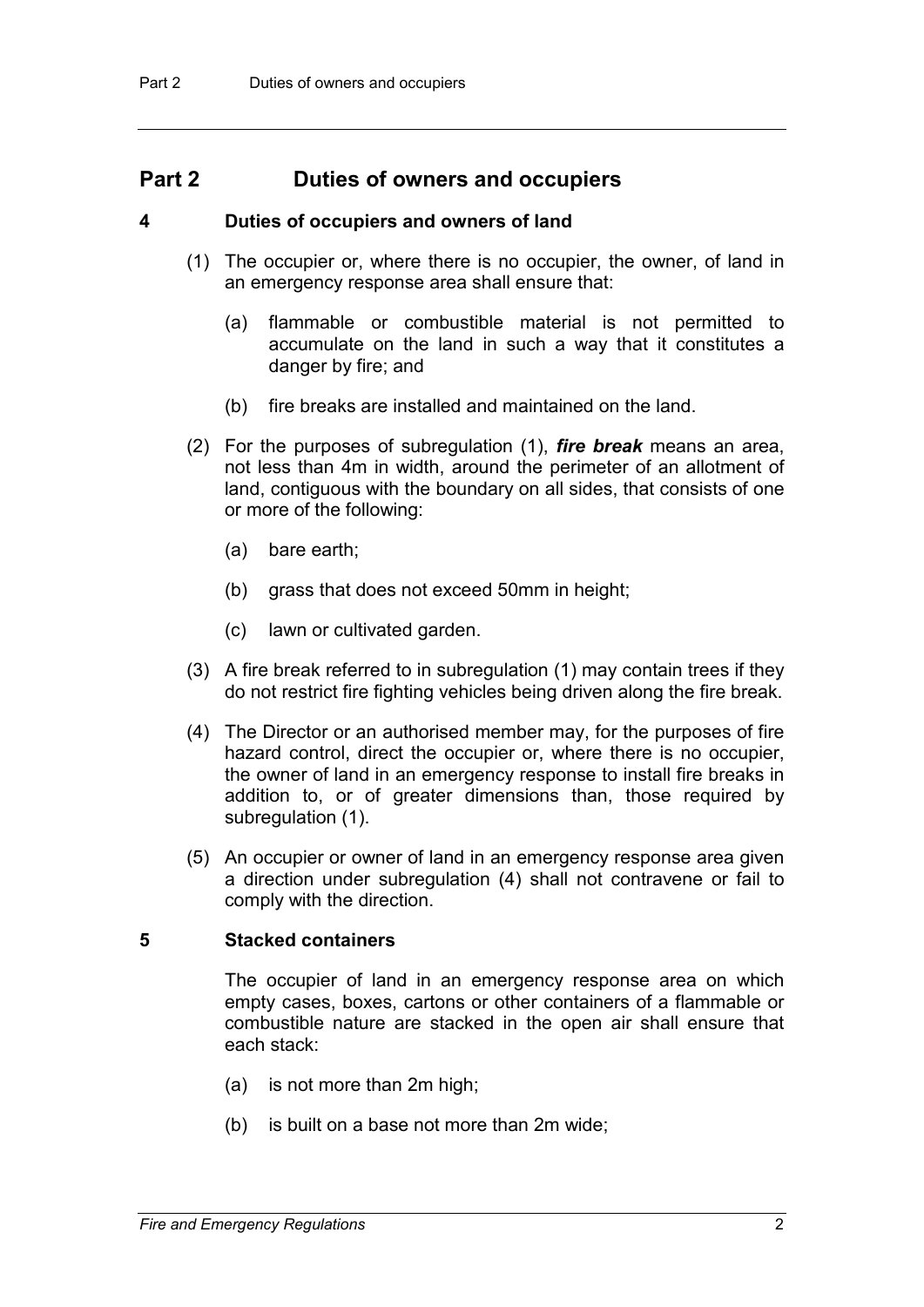# Part 2 Duties of owners and occupiers

### 4 Duties of occupiers and owners of land

(1) The occupier or, where there is no occupier, the owner, of land in an emergency response area shall ensure that:

(a) flammable or combustible material is not permitted to accumulate on the land in such a way that it constitutes a danger by fire; and

(b) fire breaks are installed and maintained on the land.

(2) For the purposes of subregulation (1), ***fire break*** means an area, not less than 4m in width, around the perimeter of an allotment of land, contiguous with the boundary on all sides, that consists of one or more of the following:

(a) bare earth;

(b) grass that does not exceed 50mm in height;

(c) lawn or cultivated garden.

(3) A fire break referred to in subregulation (1) may contain trees if they do not restrict fire fighting vehicles being driven along the fire break.

(4) The Director or an authorised member may, for the purposes of fire hazard control, direct the occupier or, where there is no occupier, the owner of land in an emergency response to install fire breaks in addition to, or of greater dimensions than, those required by subregulation (1).

(5) An occupier or owner of land in an emergency response area given a direction under subregulation (4) shall not contravene or fail to comply with the direction.

### 5 Stacked containers

The occupier of land in an emergency response area on which empty cases, boxes, cartons or other containers of a flammable or combustible nature are stacked in the open air shall ensure that each stack:

(a) is not more than 2m high;

(b) is built on a base not more than 2m wide;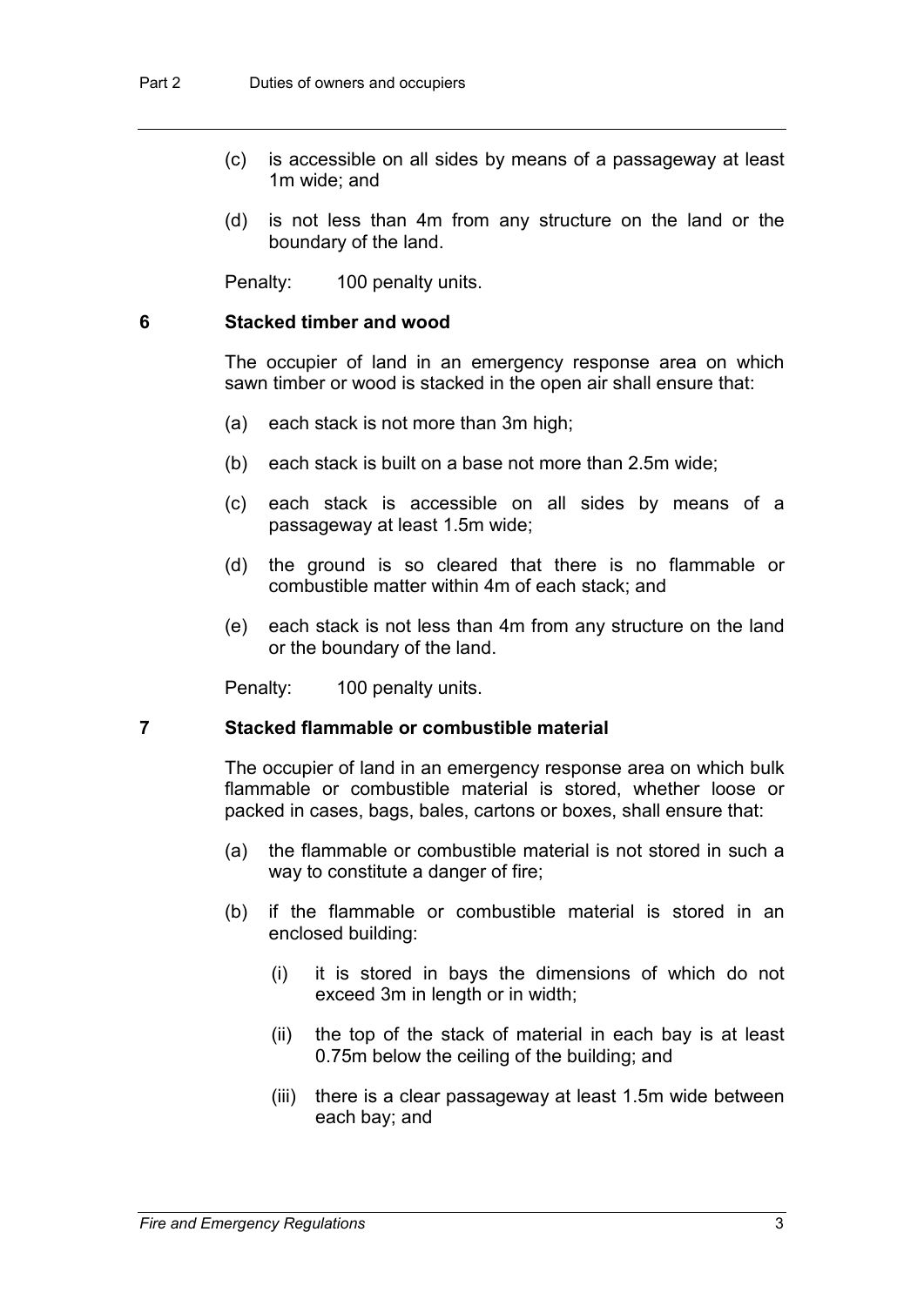(c) is accessible on all sides by means of a passageway at least 1m wide; and

(d) is not less than 4m from any structure on the land or the boundary of the land.

Penalty: 100 penalty units.

### 6 Stacked timber and wood

The occupier of land in an emergency response area on which sawn timber or wood is stacked in the open air shall ensure that:

(a) each stack is not more than 3m high;

(b) each stack is built on a base not more than 2.5m wide;

(c) each stack is accessible on all sides by means of a passageway at least 1.5m wide;

(d) the ground is so cleared that there is no flammable or combustible matter within 4m of each stack; and

(e) each stack is not less than 4m from any structure on the land or the boundary of the land.

Penalty: 100 penalty units.

### 7 Stacked flammable or combustible material

The occupier of land in an emergency response area on which bulk flammable or combustible material is stored, whether loose or packed in cases, bags, bales, cartons or boxes, shall ensure that:

(a) the flammable or combustible material is not stored in such a way to constitute a danger of fire;

(b) if the flammable or combustible material is stored in an enclosed building:

(i) it is stored in bays the dimensions of which do not exceed 3m in length or in width;

(ii) the top of the stack of material in each bay is at least 0.75m below the ceiling of the building; and

(iii) there is a clear passageway at least 1.5m wide between each bay; and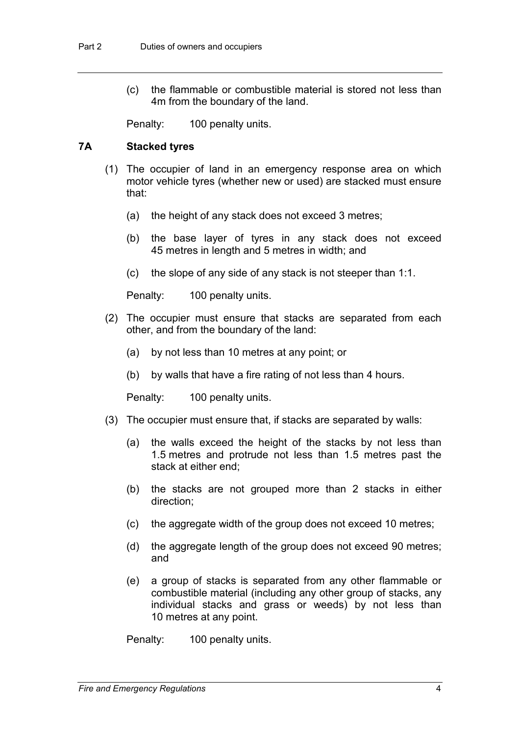(c) the flammable or combustible material is stored not less than 4m from the boundary of the land.

Penalty: 100 penalty units.

### 7A Stacked tyres

(1) The occupier of land in an emergency response area on which motor vehicle tyres (whether new or used) are stacked must ensure that:

(a) the height of any stack does not exceed 3 metres;

(b) the base layer of tyres in any stack does not exceed 45 metres in length and 5 metres in width; and

(c) the slope of any side of any stack is not steeper than 1:1.

Penalty: 100 penalty units.

(2) The occupier must ensure that stacks are separated from each other, and from the boundary of the land:

(a) by not less than 10 metres at any point; or

(b) by walls that have a fire rating of not less than 4 hours.

Penalty: 100 penalty units.

(3) The occupier must ensure that, if stacks are separated by walls:

(a) the walls exceed the height of the stacks by not less than 1.5 metres and protrude not less than 1.5 metres past the stack at either end;

(b) the stacks are not grouped more than 2 stacks in either direction;

(c) the aggregate width of the group does not exceed 10 metres;

(d) the aggregate length of the group does not exceed 90 metres; and

(e) a group of stacks is separated from any other flammable or combustible material (including any other group of stacks, any individual stacks and grass or weeds) by not less than 10 metres at any point.

Penalty: 100 penalty units.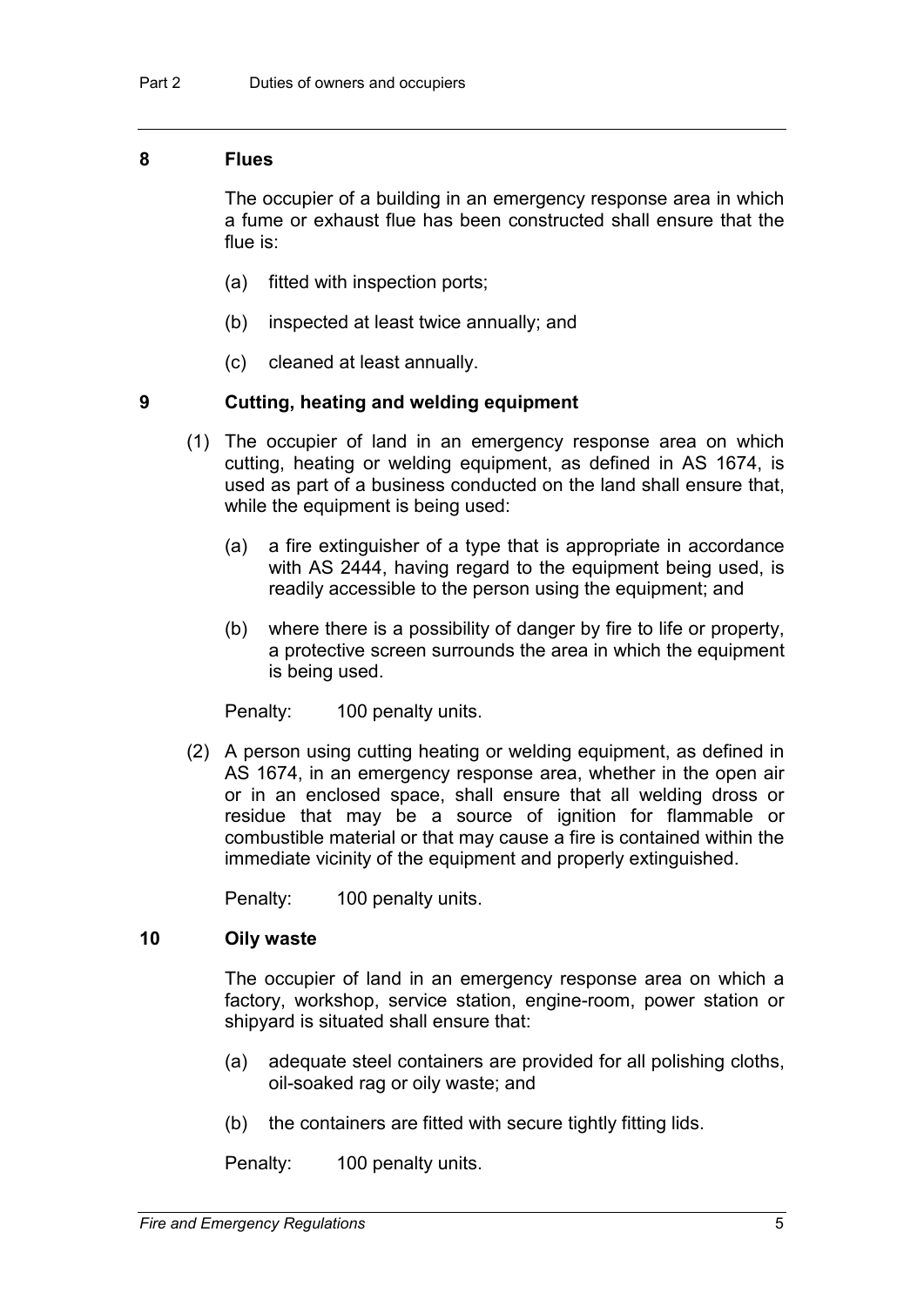## 8 Flues

The occupier of a building in an emergency response area in which a fume or exhaust flue has been constructed shall ensure that the flue is:

(a) fitted with inspection ports;

(b) inspected at least twice annually; and

(c) cleaned at least annually.

## 9 Cutting, heating and welding equipment

(1) The occupier of land in an emergency response area on which cutting, heating or welding equipment, as defined in AS 1674, is used as part of a business conducted on the land shall ensure that, while the equipment is being used:

(a) a fire extinguisher of a type that is appropriate in accordance with AS 2444, having regard to the equipment being used, is readily accessible to the person using the equipment; and

(b) where there is a possibility of danger by fire to life or property, a protective screen surrounds the area in which the equipment is being used.

Penalty: 100 penalty units.

(2) A person using cutting heating or welding equipment, as defined in AS 1674, in an emergency response area, whether in the open air or in an enclosed space, shall ensure that all welding dross or residue that may be a source of ignition for flammable or combustible material or that may cause a fire is contained within the immediate vicinity of the equipment and properly extinguished.

Penalty: 100 penalty units.

## 10 Oily waste

The occupier of land in an emergency response area on which a factory, workshop, service station, engine-room, power station or shipyard is situated shall ensure that:

(a) adequate steel containers are provided for all polishing cloths, oil-soaked rag or oily waste; and

(b) the containers are fitted with secure tightly fitting lids.

Penalty: 100 penalty units.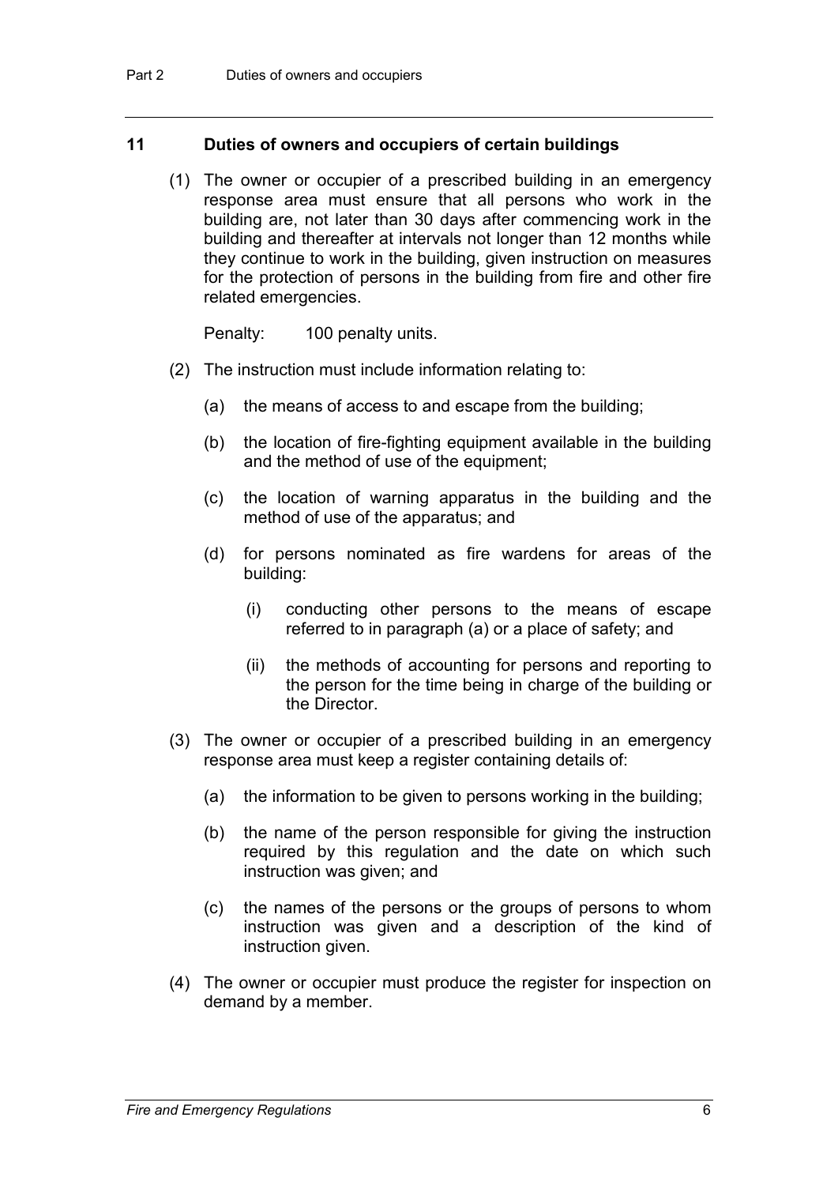## 11 Duties of owners and occupiers of certain buildings

(1) The owner or occupier of a prescribed building in an emergency response area must ensure that all persons who work in the building are, not later than 30 days after commencing work in the building and thereafter at intervals not longer than 12 months while they continue to work in the building, given instruction on measures for the protection of persons in the building from fire and other fire related emergencies.

Penalty: 100 penalty units.

(2) The instruction must include information relating to:

(a) the means of access to and escape from the building;

(b) the location of fire-fighting equipment available in the building and the method of use of the equipment;

(c) the location of warning apparatus in the building and the method of use of the apparatus; and

(d) for persons nominated as fire wardens for areas of the building:

(i) conducting other persons to the means of escape referred to in paragraph (a) or a place of safety; and

(ii) the methods of accounting for persons and reporting to the person for the time being in charge of the building or the Director.

(3) The owner or occupier of a prescribed building in an emergency response area must keep a register containing details of:

(a) the information to be given to persons working in the building;

(b) the name of the person responsible for giving the instruction required by this regulation and the date on which such instruction was given; and

(c) the names of the persons or the groups of persons to whom instruction was given and a description of the kind of instruction given.

(4) The owner or occupier must produce the register for inspection on demand by a member.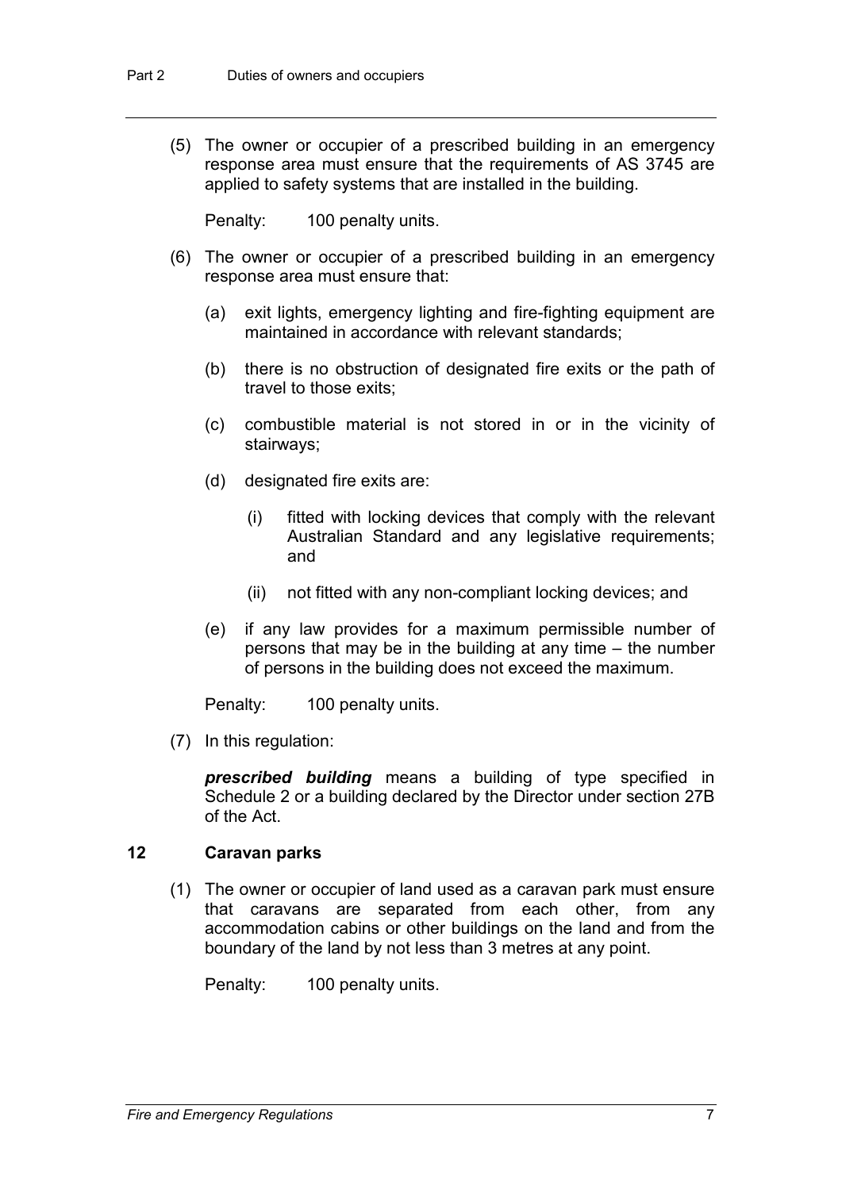(5) The owner or occupier of a prescribed building in an emergency response area must ensure that the requirements of AS 3745 are applied to safety systems that are installed in the building.

Penalty: 100 penalty units.

(6) The owner or occupier of a prescribed building in an emergency response area must ensure that:

(a) exit lights, emergency lighting and fire-fighting equipment are maintained in accordance with relevant standards;

(b) there is no obstruction of designated fire exits or the path of travel to those exits;

(c) combustible material is not stored in or in the vicinity of stairways;

(d) designated fire exits are:

(i) fitted with locking devices that comply with the relevant Australian Standard and any legislative requirements; and

(ii) not fitted with any non-compliant locking devices; and

(e) if any law provides for a maximum permissible number of persons that may be in the building at any time – the number of persons in the building does not exceed the maximum.

Penalty: 100 penalty units.

(7) In this regulation:

***prescribed building*** means a building of type specified in Schedule 2 or a building declared by the Director under section 27B of the Act.

### 12 Caravan parks

(1) The owner or occupier of land used as a caravan park must ensure that caravans are separated from each other, from any accommodation cabins or other buildings on the land and from the boundary of the land by not less than 3 metres at any point.

Penalty: 100 penalty units.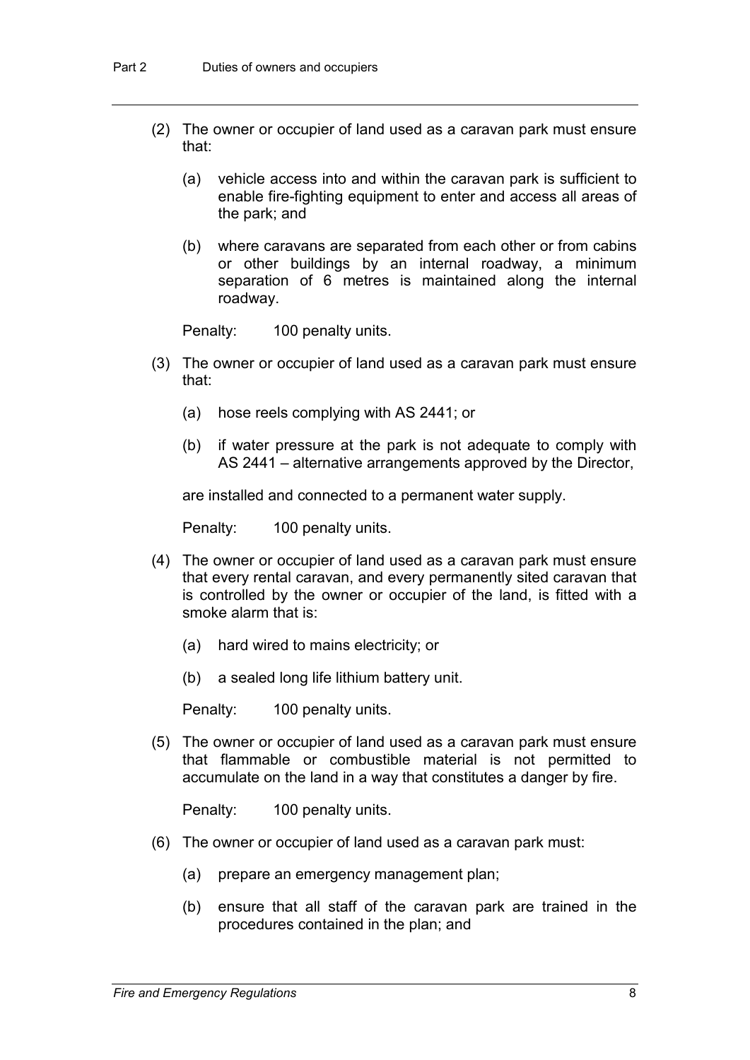(2) The owner or occupier of land used as a caravan park must ensure that:

(a) vehicle access into and within the caravan park is sufficient to enable fire-fighting equipment to enter and access all areas of the park; and

(b) where caravans are separated from each other or from cabins or other buildings by an internal roadway, a minimum separation of 6 metres is maintained along the internal roadway.

Penalty: 100 penalty units.

(3) The owner or occupier of land used as a caravan park must ensure that:

(a) hose reels complying with AS 2441; or

(b) if water pressure at the park is not adequate to comply with AS 2441 – alternative arrangements approved by the Director,

are installed and connected to a permanent water supply.

Penalty: 100 penalty units.

(4) The owner or occupier of land used as a caravan park must ensure that every rental caravan, and every permanently sited caravan that is controlled by the owner or occupier of the land, is fitted with a smoke alarm that is:

(a) hard wired to mains electricity; or

(b) a sealed long life lithium battery unit.

Penalty: 100 penalty units.

(5) The owner or occupier of land used as a caravan park must ensure that flammable or combustible material is not permitted to accumulate on the land in a way that constitutes a danger by fire.

Penalty: 100 penalty units.

(6) The owner or occupier of land used as a caravan park must:

(a) prepare an emergency management plan;

(b) ensure that all staff of the caravan park are trained in the procedures contained in the plan; and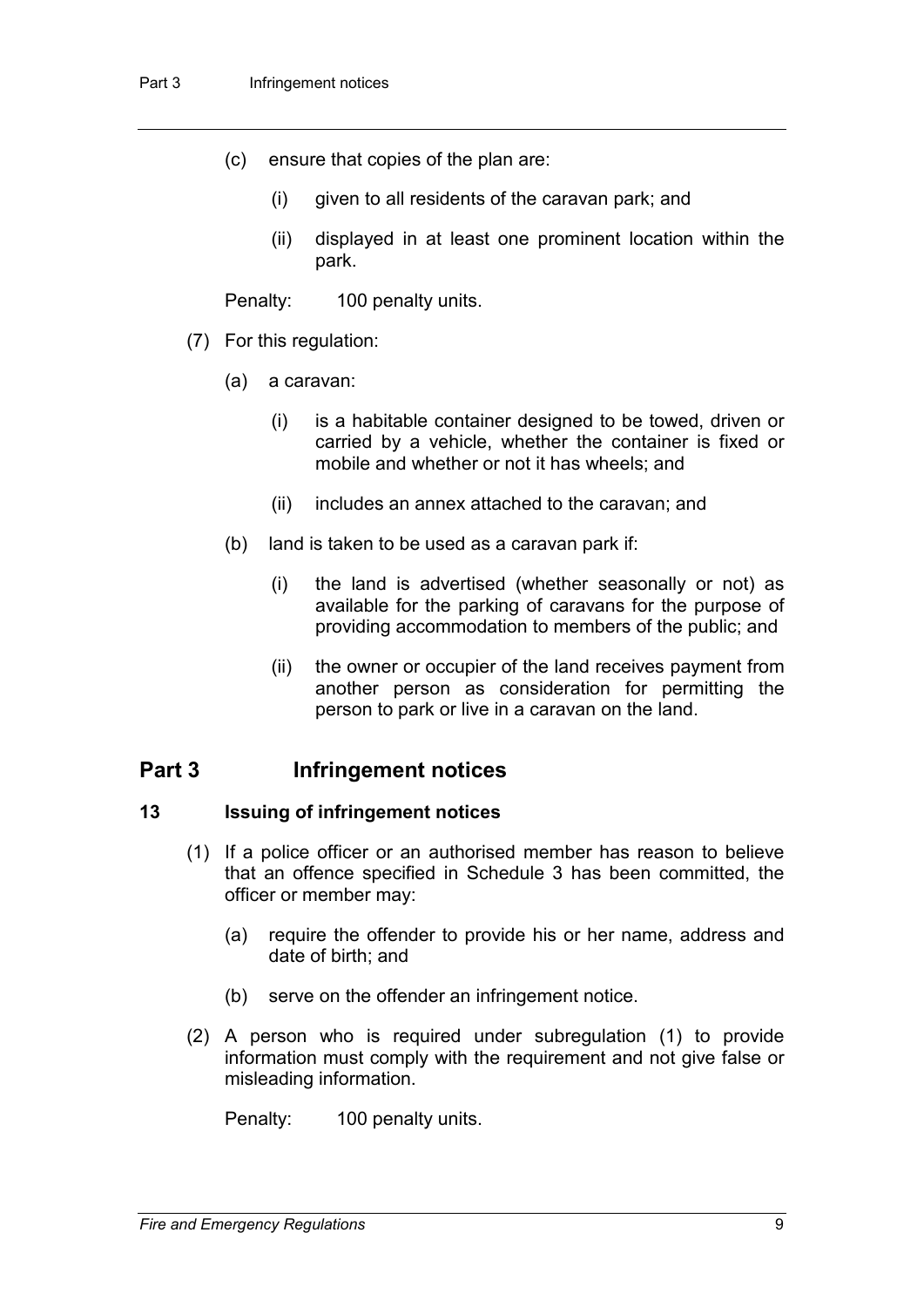- (c) ensure that copies of the plan are:
  - (i) given to all residents of the caravan park; and
  - (ii) displayed in at least one prominent location within the park.

Penalty: 100 penalty units.

(7) For this regulation:

- (a) a caravan:
  - (i) is a habitable container designed to be towed, driven or carried by a vehicle, whether the container is fixed or mobile and whether or not it has wheels; and
  - (ii) includes an annex attached to the caravan; and
- (b) land is taken to be used as a caravan park if:
  - (i) the land is advertised (whether seasonally or not) as available for the parking of caravans for the purpose of providing accommodation to members of the public; and
  - (ii) the owner or occupier of the land receives payment from another person as consideration for permitting the person to park or live in a caravan on the land.

## Part 3 Infringement notices

### 13 Issuing of infringement notices

(1) If a police officer or an authorised member has reason to believe that an offence specified in Schedule 3 has been committed, the officer or member may:

- (a) require the offender to provide his or her name, address and date of birth; and
- (b) serve on the offender an infringement notice.

(2) A person who is required under subregulation (1) to provide information must comply with the requirement and not give false or misleading information.

Penalty: 100 penalty units.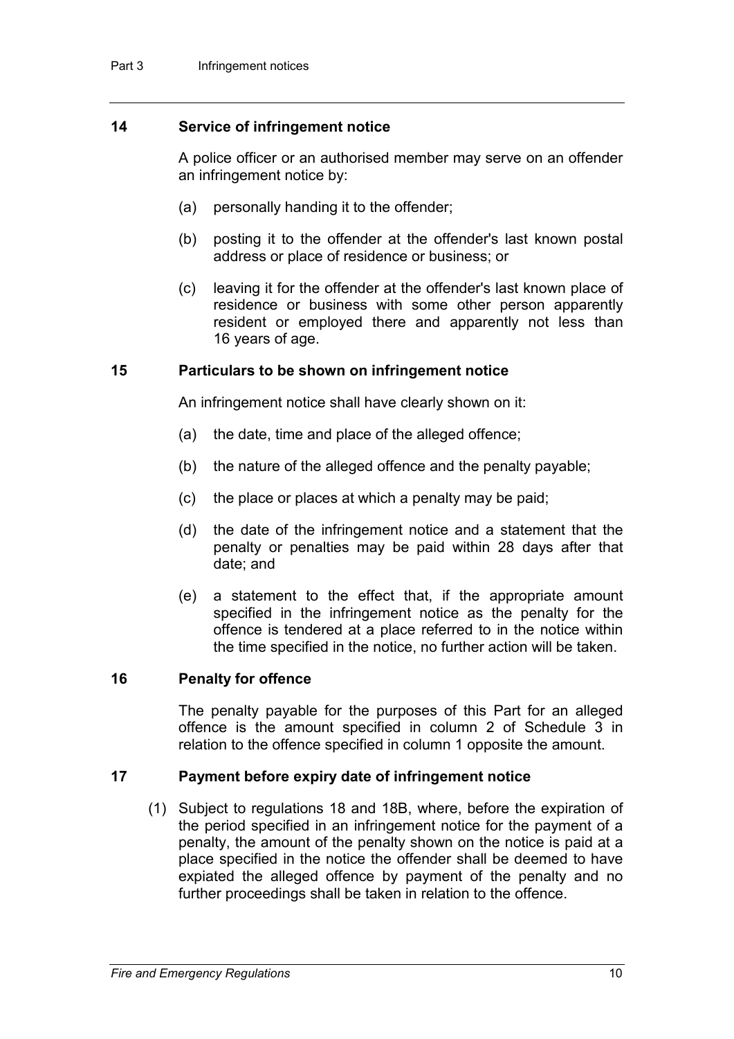## 14 Service of infringement notice

A police officer or an authorised member may serve on an offender an infringement notice by:

(a) personally handing it to the offender;

(b) posting it to the offender at the offender's last known postal address or place of residence or business; or

(c) leaving it for the offender at the offender's last known place of residence or business with some other person apparently resident or employed there and apparently not less than 16 years of age.

## 15 Particulars to be shown on infringement notice

An infringement notice shall have clearly shown on it:

(a) the date, time and place of the alleged offence;

(b) the nature of the alleged offence and the penalty payable;

(c) the place or places at which a penalty may be paid;

(d) the date of the infringement notice and a statement that the penalty or penalties may be paid within 28 days after that date; and

(e) a statement to the effect that, if the appropriate amount specified in the infringement notice as the penalty for the offence is tendered at a place referred to in the notice within the time specified in the notice, no further action will be taken.

## 16 Penalty for offence

The penalty payable for the purposes of this Part for an alleged offence is the amount specified in column 2 of Schedule 3 in relation to the offence specified in column 1 opposite the amount.

## 17 Payment before expiry date of infringement notice

(1) Subject to regulations 18 and 18B, where, before the expiration of the period specified in an infringement notice for the payment of a penalty, the amount of the penalty shown on the notice is paid at a place specified in the notice the offender shall be deemed to have expiated the alleged offence by payment of the penalty and no further proceedings shall be taken in relation to the offence.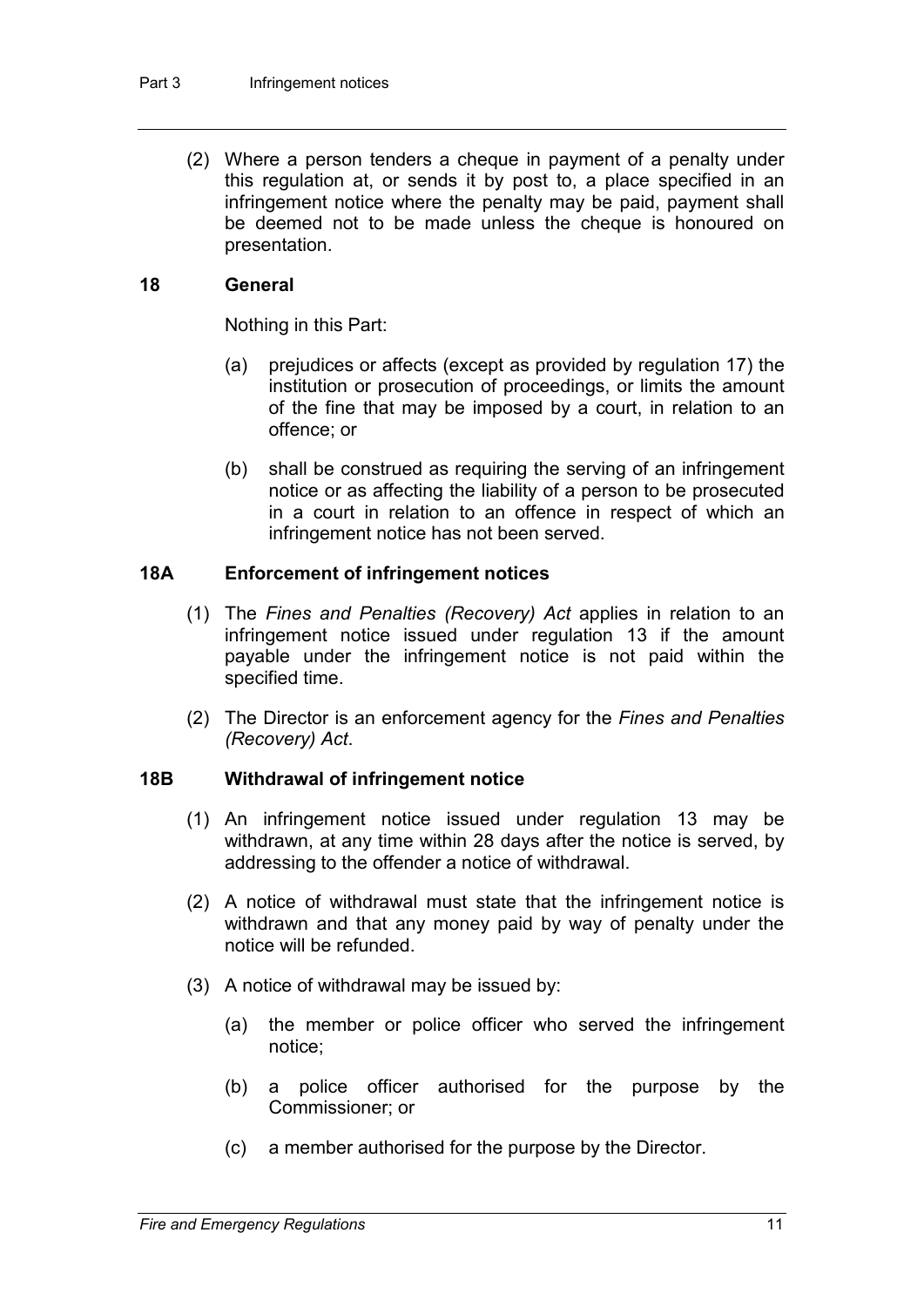(2) Where a person tenders a cheque in payment of a penalty under this regulation at, or sends it by post to, a place specified in an infringement notice where the penalty may be paid, payment shall be deemed not to be made unless the cheque is honoured on presentation.

### 18 General

Nothing in this Part:

(a) prejudices or affects (except as provided by regulation 17) the institution or prosecution of proceedings, or limits the amount of the fine that may be imposed by a court, in relation to an offence; or

(b) shall be construed as requiring the serving of an infringement notice or as affecting the liability of a person to be prosecuted in a court in relation to an offence in respect of which an infringement notice has not been served.

### 18A Enforcement of infringement notices

(1) The *Fines and Penalties (Recovery) Act* applies in relation to an infringement notice issued under regulation 13 if the amount payable under the infringement notice is not paid within the specified time.

(2) The Director is an enforcement agency for the *Fines and Penalties (Recovery) Act*.

### 18B Withdrawal of infringement notice

(1) An infringement notice issued under regulation 13 may be withdrawn, at any time within 28 days after the notice is served, by addressing to the offender a notice of withdrawal.

(2) A notice of withdrawal must state that the infringement notice is withdrawn and that any money paid by way of penalty under the notice will be refunded.

(3) A notice of withdrawal may be issued by:

(a) the member or police officer who served the infringement notice;

(b) a police officer authorised for the purpose by the Commissioner; or

(c) a member authorised for the purpose by the Director.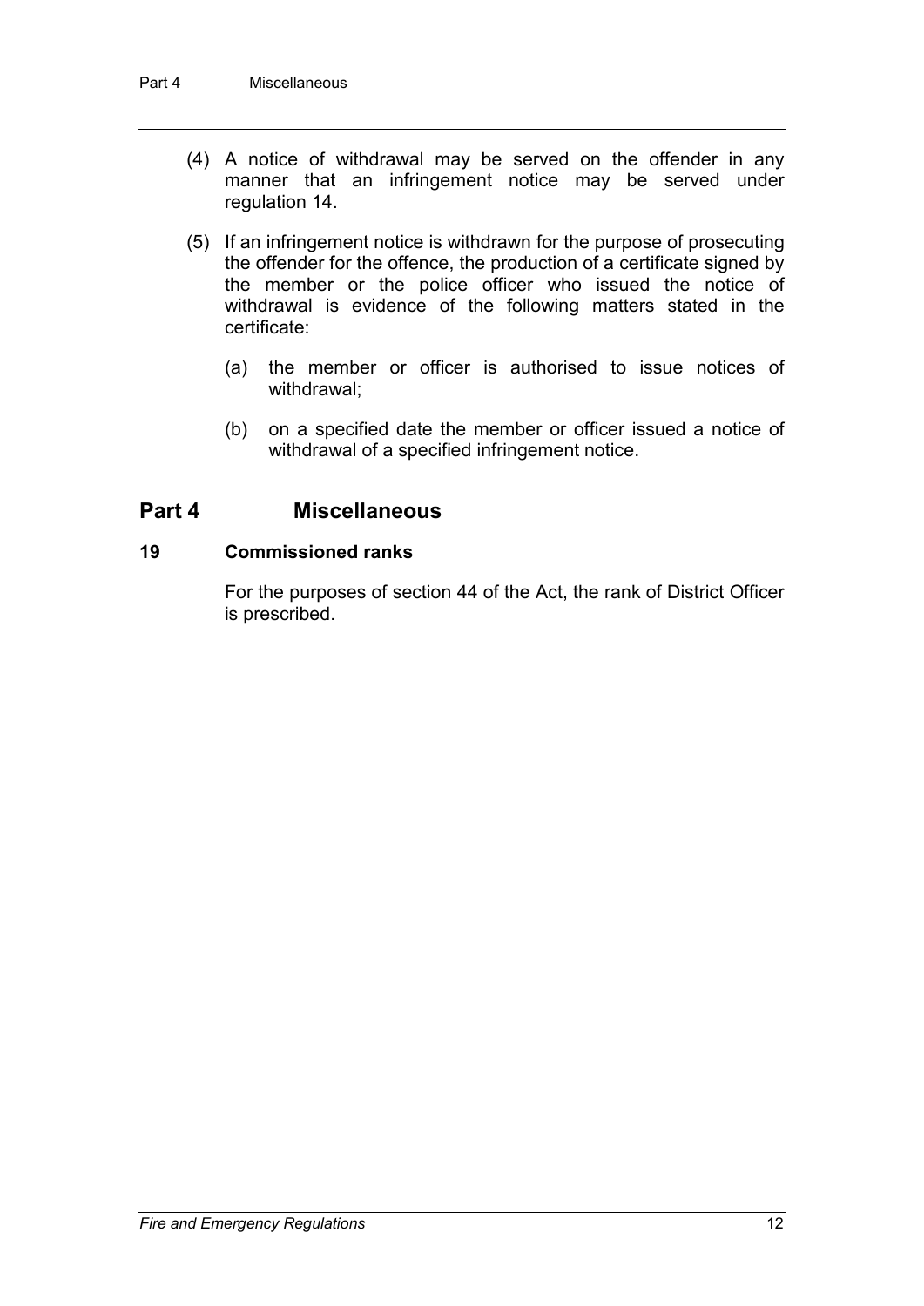(4) A notice of withdrawal may be served on the offender in any manner that an infringement notice may be served under regulation 14.

(5) If an infringement notice is withdrawn for the purpose of prosecuting the offender for the offence, the production of a certificate signed by the member or the police officer who issued the notice of withdrawal is evidence of the following matters stated in the certificate:

(a) the member or officer is authorised to issue notices of withdrawal;

(b) on a specified date the member or officer issued a notice of withdrawal of a specified infringement notice.

## Part 4 Miscellaneous

### 19 Commissioned ranks

For the purposes of section 44 of the Act, the rank of District Officer is prescribed.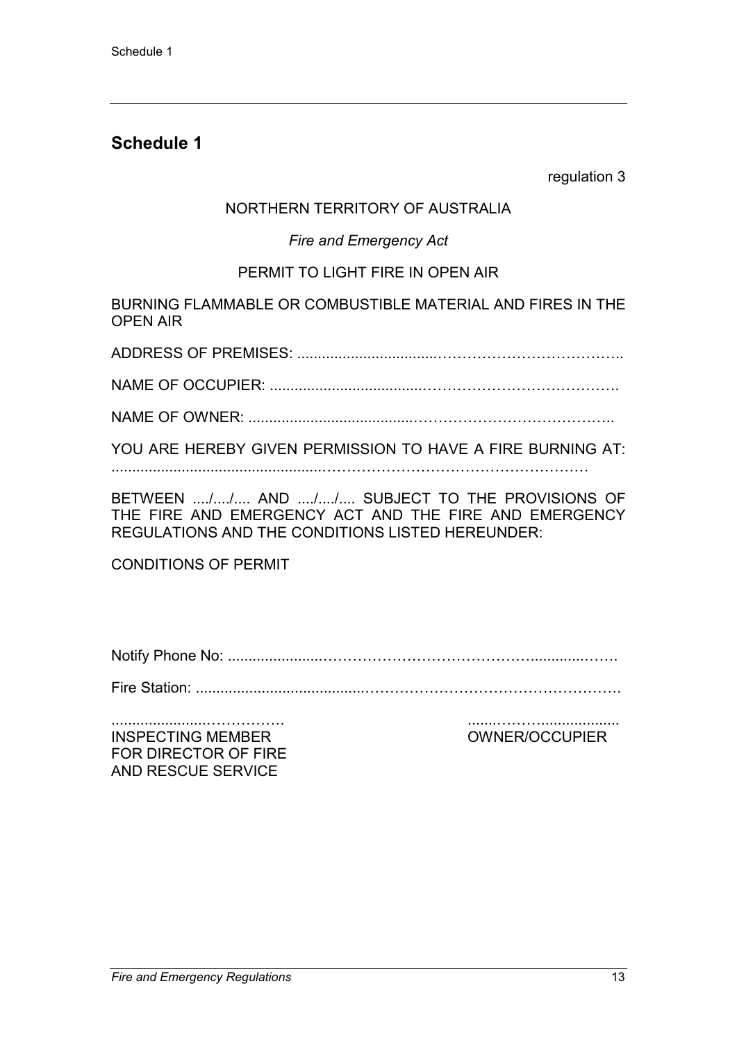## Schedule 1

regulation 3

NORTHERN TERRITORY OF AUSTRALIA

*Fire and Emergency Act*

PERMIT TO LIGHT FIRE IN OPEN AIR

BURNING FLAMMABLE OR COMBUSTIBLE MATERIAL AND FIRES IN THE OPEN AIR

ADDRESS OF PREMISES: ..................................……………………………..

NAME OF OCCUPIER: ...................................…………………………………

NAME OF OWNER: ......................................………………………………..

YOU ARE HEREBY GIVEN PERMISSION TO HAVE A FIRE BURNING AT: .................................................……………………………………………

BETWEEN ..../..../.... AND ..../..../.... SUBJECT TO THE PROVISIONS OF THE FIRE AND EMERGENCY ACT AND THE FIRE AND EMERGENCY REGULATIONS AND THE CONDITIONS LISTED HEREUNDER:

CONDITIONS OF PERMIT

Notify Phone No: .....................………………………………….............…….

Fire Station: .......................................…………………………………………..

.....................……………
INSPECTING MEMBER
FOR DIRECTOR OF FIRE
AND RESCUE SERVICE

......……...................
OWNER/OCCUPIER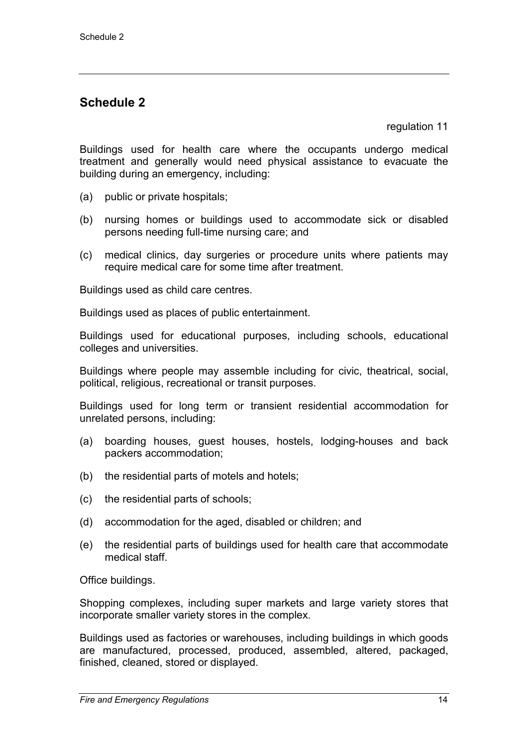## Schedule 2

regulation 11

Buildings used for health care where the occupants undergo medical treatment and generally would need physical assistance to evacuate the building during an emergency, including:

(a) public or private hospitals;

(b) nursing homes or buildings used to accommodate sick or disabled persons needing full-time nursing care; and

(c) medical clinics, day surgeries or procedure units where patients may require medical care for some time after treatment.

Buildings used as child care centres.

Buildings used as places of public entertainment.

Buildings used for educational purposes, including schools, educational colleges and universities.

Buildings where people may assemble including for civic, theatrical, social, political, religious, recreational or transit purposes.

Buildings used for long term or transient residential accommodation for unrelated persons, including:

(a) boarding houses, guest houses, hostels, lodging-houses and back packers accommodation;

(b) the residential parts of motels and hotels;

(c) the residential parts of schools;

(d) accommodation for the aged, disabled or children; and

(e) the residential parts of buildings used for health care that accommodate medical staff.

Office buildings.

Shopping complexes, including super markets and large variety stores that incorporate smaller variety stores in the complex.

Buildings used as factories or warehouses, including buildings in which goods are manufactured, processed, produced, assembled, altered, packaged, finished, cleaned, stored or displayed.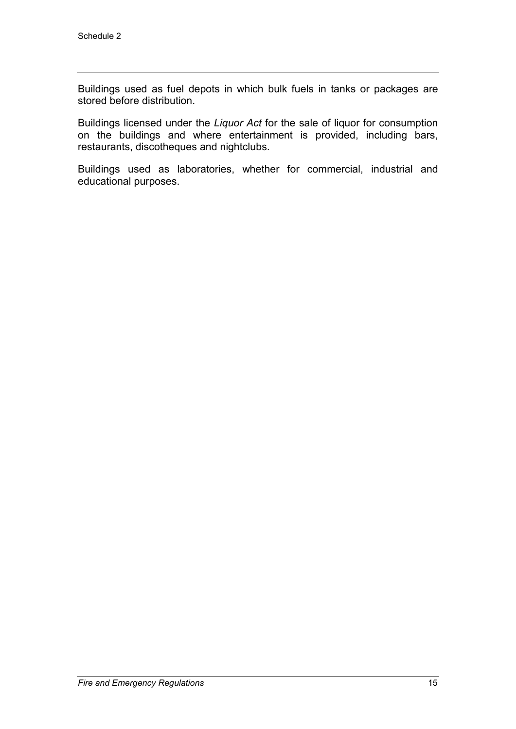Buildings used as fuel depots in which bulk fuels in tanks or packages are stored before distribution.

Buildings licensed under the *Liquor Act* for the sale of liquor for consumption on the buildings and where entertainment is provided, including bars, restaurants, discotheques and nightclubs.

Buildings used as laboratories, whether for commercial, industrial and educational purposes.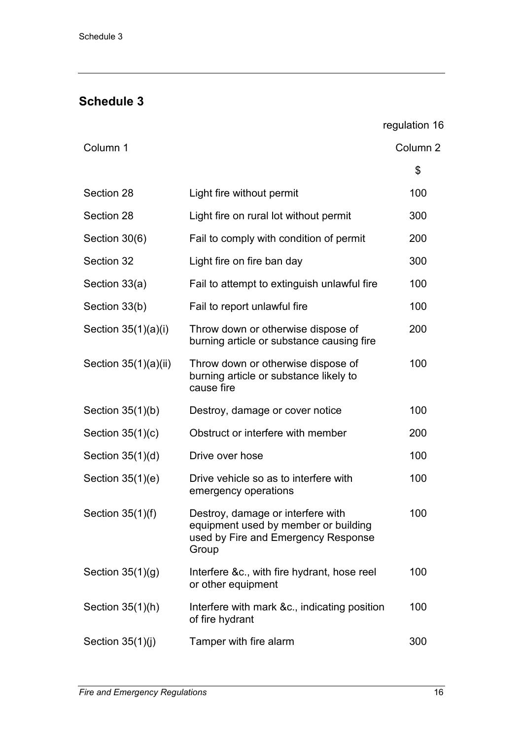## Schedule 3

regulation 16

| Column 1 | | Column 2 |
|---|---|---|
| | | $ |
| Section 28 | Light fire without permit | 100 |
| Section 28 | Light fire on rural lot without permit | 300 |
| Section 30(6) | Fail to comply with condition of permit | 200 |
| Section 32 | Light fire on fire ban day | 300 |
| Section 33(a) | Fail to attempt to extinguish unlawful fire | 100 |
| Section 33(b) | Fail to report unlawful fire | 100 |
| Section 35(1)(a)(i) | Throw down or otherwise dispose of burning article or substance causing fire | 200 |
| Section 35(1)(a)(ii) | Throw down or otherwise dispose of burning article or substance likely to cause fire | 100 |
| Section 35(1)(b) | Destroy, damage or cover notice | 100 |
| Section 35(1)(c) | Obstruct or interfere with member | 200 |
| Section 35(1)(d) | Drive over hose | 100 |
| Section 35(1)(e) | Drive vehicle so as to interfere with emergency operations | 100 |
| Section 35(1)(f) | Destroy, damage or interfere with equipment used by member or building used by Fire and Emergency Response Group | 100 |
| Section 35(1)(g) | Interfere &c., with fire hydrant, hose reel or other equipment | 100 |
| Section 35(1)(h) | Interfere with mark &c., indicating position of fire hydrant | 100 |
| Section 35(1)(j) | Tamper with fire alarm | 300 |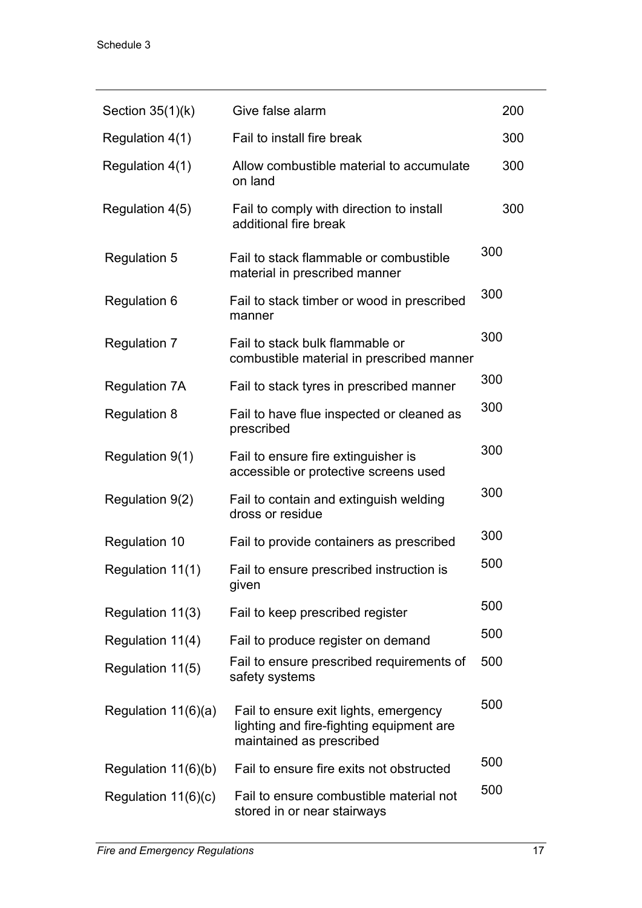| | | |
|---|---|---|
| Section 35(1)(k) | Give false alarm | 200 |
| Regulation 4(1) | Fail to install fire break | 300 |
| Regulation 4(1) | Allow combustible material to accumulate on land | 300 |
| Regulation 4(5) | Fail to comply with direction to install additional fire break | 300 |
| Regulation 5 | Fail to stack flammable or combustible material in prescribed manner | 300 |
| Regulation 6 | Fail to stack timber or wood in prescribed manner | 300 |
| Regulation 7 | Fail to stack bulk flammable or combustible material in prescribed manner | 300 |
| Regulation 7A | Fail to stack tyres in prescribed manner | 300 |
| Regulation 8 | Fail to have flue inspected or cleaned as prescribed | 300 |
| Regulation 9(1) | Fail to ensure fire extinguisher is accessible or protective screens used | 300 |
| Regulation 9(2) | Fail to contain and extinguish welding dross or residue | 300 |
| Regulation 10 | Fail to provide containers as prescribed | 300 |
| Regulation 11(1) | Fail to ensure prescribed instruction is given | 500 |
| Regulation 11(3) | Fail to keep prescribed register | 500 |
| Regulation 11(4) | Fail to produce register on demand | 500 |
| Regulation 11(5) | Fail to ensure prescribed requirements of safety systems | 500 |
| Regulation 11(6)(a) | Fail to ensure exit lights, emergency lighting and fire-fighting equipment are maintained as prescribed | 500 |
| Regulation 11(6)(b) | Fail to ensure fire exits not obstructed | 500 |
| Regulation 11(6)(c) | Fail to ensure combustible material not stored in or near stairways | 500 |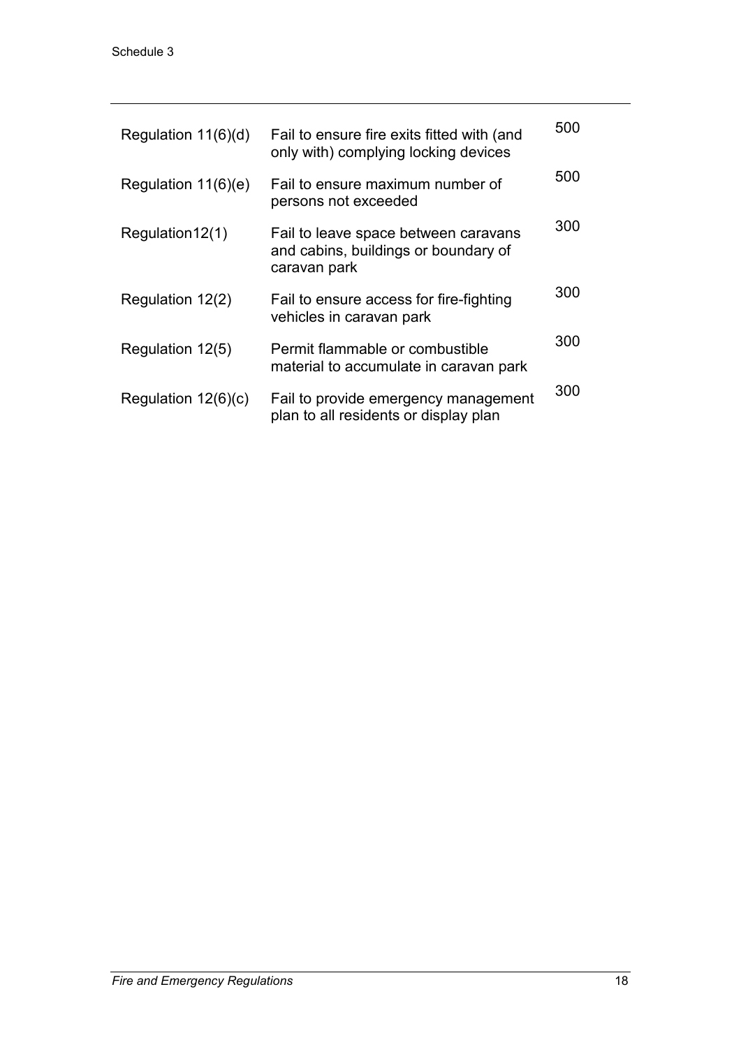| | | |
|---|---|---|
| Regulation 11(6)(d) | Fail to ensure fire exits fitted with (and only with) complying locking devices | 500 |
| Regulation 11(6)(e) | Fail to ensure maximum number of persons not exceeded | 500 |
| Regulation12(1) | Fail to leave space between caravans and cabins, buildings or boundary of caravan park | 300 |
| Regulation 12(2) | Fail to ensure access for fire-fighting vehicles in caravan park | 300 |
| Regulation 12(5) | Permit flammable or combustible material to accumulate in caravan park | 300 |
| Regulation 12(6)(c) | Fail to provide emergency management plan to all residents or display plan | 300 |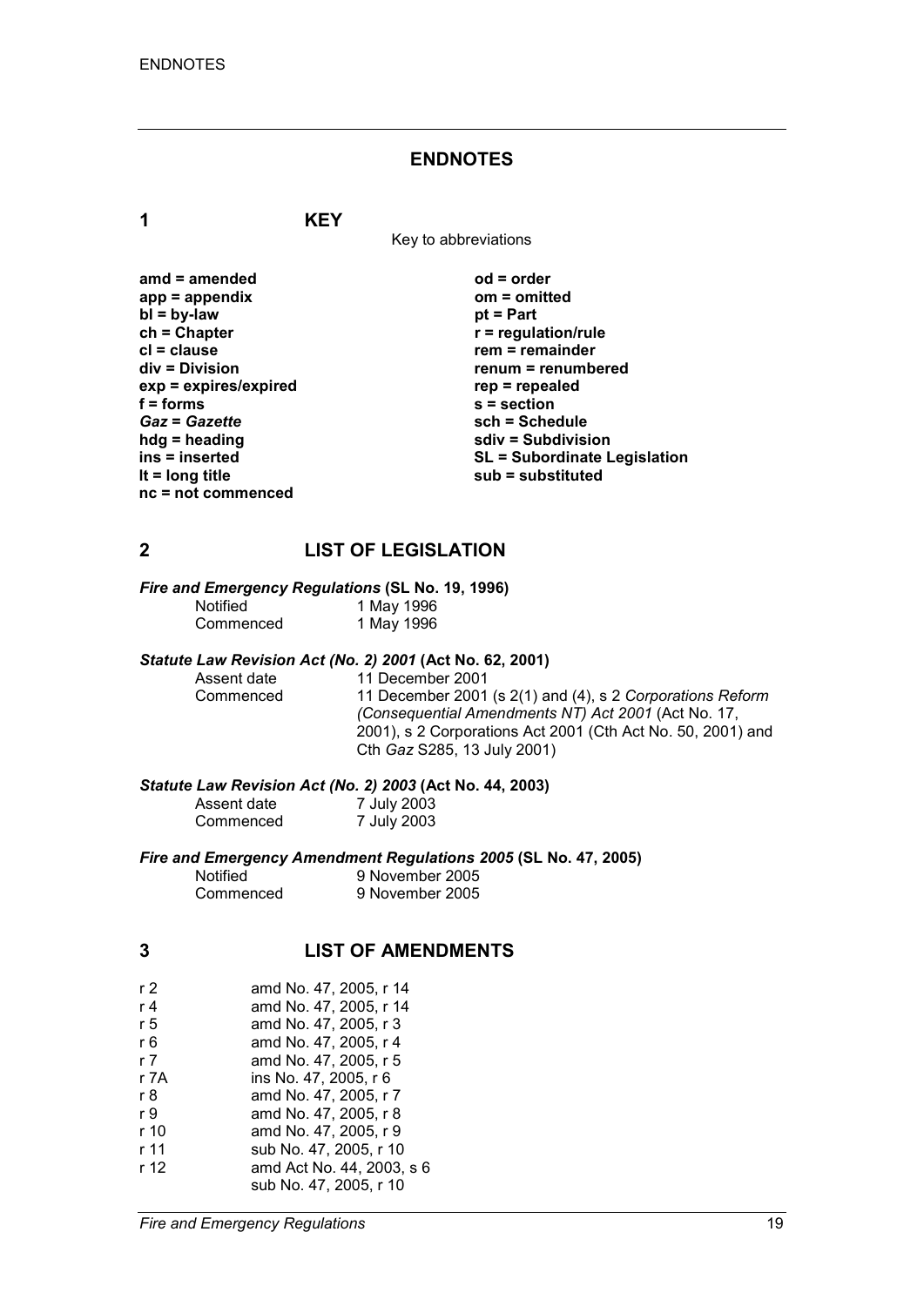# ENDNOTES

## 1 KEY

Key to abbreviations

| | |
|---|---|
| **amd = amended** | **od = order** |
| **app = appendix** | **om = omitted** |
| **bl = by-law** | **pt = Part** |
| **ch = Chapter** | **r = regulation/rule** |
| **cl = clause** | **rem = remainder** |
| **div = Division** | **renum = renumbered** |
| **exp = expires/expired** | **rep = repealed** |
| **f = forms** | **s = section** |
| ***Gaz = Gazette*** | **sch = Schedule** |
| **hdg = heading** | **sdiv = Subdivision** |
| **ins = inserted** | **SL = Subordinate Legislation** |
| **lt = long title** | **sub = substituted** |
| **nc = not commenced** | |

## 2 LIST OF LEGISLATION

***Fire and Emergency Regulations* (SL No. 19, 1996)**

| | |
|---|---|
| Notified | 1 May 1996 |
| Commenced | 1 May 1996 |

***Statute Law Revision Act (No. 2) 2001* (Act No. 62, 2001)**

| | |
|---|---|
| Assent date | 11 December 2001 |
| Commenced | 11 December 2001 (s 2(1) and (4), s 2 *Corporations Reform (Consequential Amendments NT) Act 2001* (Act No. 17, 2001), s 2 Corporations Act 2001 (Cth Act No. 50, 2001) and Cth *Gaz* S285, 13 July 2001) |

***Statute Law Revision Act (No. 2) 2003* (Act No. 44, 2003)**

| | |
|---|---|
| Assent date | 7 July 2003 |
| Commenced | 7 July 2003 |

***Fire and Emergency Amendment Regulations 2005* (SL No. 47, 2005)**

| | |
|---|---|
| Notified | 9 November 2005 |
| Commenced | 9 November 2005 |

## 3 LIST OF AMENDMENTS

| | |
|---|---|
| r 2 | amd No. 47, 2005, r 14 |
| r 4 | amd No. 47, 2005, r 14 |
| r 5 | amd No. 47, 2005, r 3 |
| r 6 | amd No. 47, 2005, r 4 |
| r 7 | amd No. 47, 2005, r 5 |
| r 7A | ins No. 47, 2005, r 6 |
| r 8 | amd No. 47, 2005, r 7 |
| r 9 | amd No. 47, 2005, r 8 |
| r 10 | amd No. 47, 2005, r 9 |
| r 11 | sub No. 47, 2005, r 10 |
| r 12 | amd Act No. 44, 2003, s 6<br>sub No. 47, 2005, r 10 |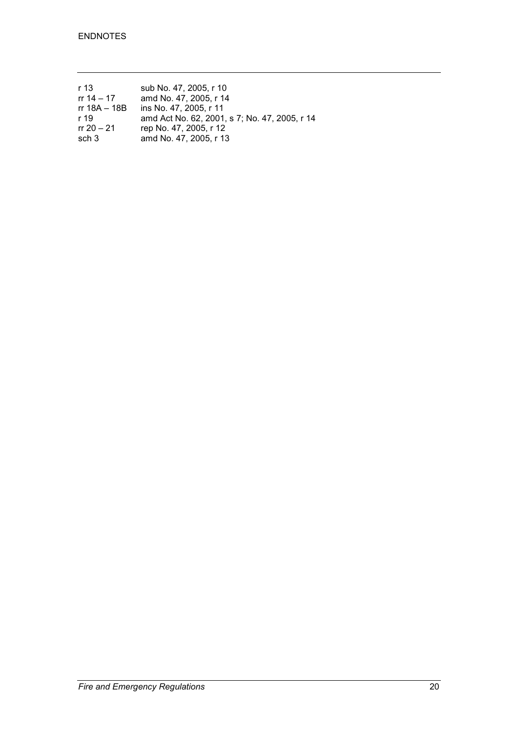| | |
|---|---|
| r 13 | sub No. 47, 2005, r 10 |
| rr 14 – 17 | amd No. 47, 2005, r 14 |
| rr 18A – 18B | ins No. 47, 2005, r 11 |
| r 19 | amd Act No. 62, 2001, s 7; No. 47, 2005, r 14 |
| rr 20 – 21 | rep No. 47, 2005, r 12 |
| sch 3 | amd No. 47, 2005, r 13 |